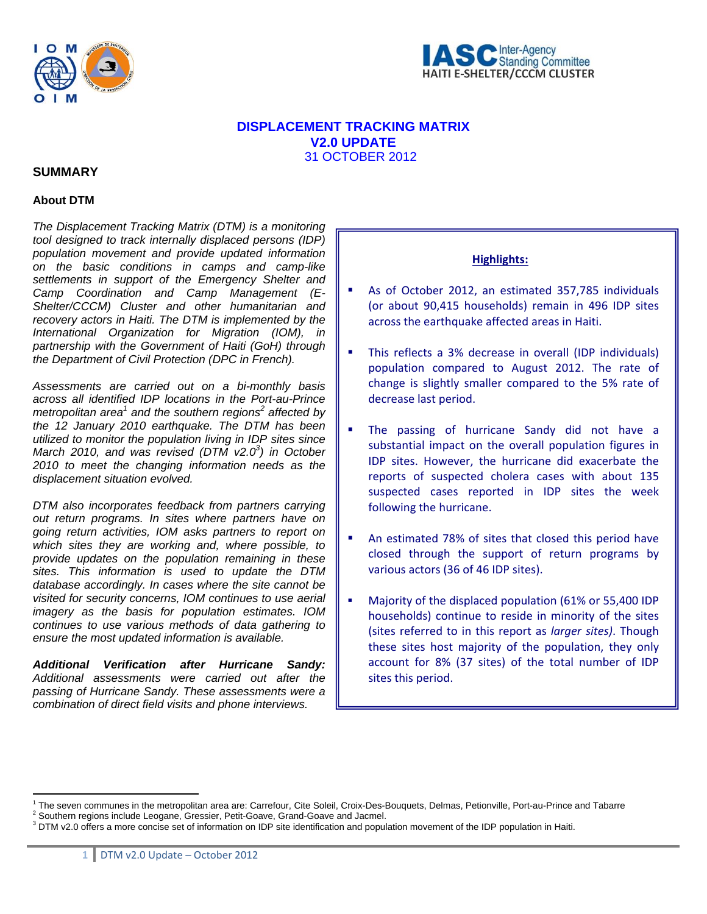IASC Inter-Agency Standing Committee
HAITI E-SHELTER/CCCM CLUSTER

# DISPLACEMENT TRACKING MATRIX
## V2.0 UPDATE
31 OCTOBER 2012

## SUMMARY

### About DTM

*The Displacement Tracking Matrix (DTM) is a monitoring tool designed to track internally displaced persons (IDP) population movement and provide updated information on the basic conditions in camps and camp-like settlements in support of the Emergency Shelter and Camp Coordination and Camp Management (E-Shelter/CCCM) Cluster and other humanitarian and recovery actors in Haiti. The DTM is implemented by the International Organization for Migration (IOM), in partnership with the Government of Haiti (GoH) through the Department of Civil Protection (DPC in French).*

*Assessments are carried out on a bi-monthly basis across all identified IDP locations in the Port-au-Prince metropolitan area[1] and the southern regions[2] affected by the 12 January 2010 earthquake. The DTM has been utilized to monitor the population living in IDP sites since March 2010, and was revised (DTM v2.0[3]) in October 2010 to meet the changing information needs as the displacement situation evolved.*

*DTM also incorporates feedback from partners carrying out return programs. In sites where partners have on going return activities, IOM asks partners to report on which sites they are working and, where possible, to provide updates on the population remaining in these sites. This information is used to update the DTM database accordingly. In cases where the site cannot be visited for security concerns, IOM continues to use aerial imagery as the basis for population estimates. IOM continues to use various methods of data gathering to ensure the most updated information is available.*

***Additional Verification after Hurricane Sandy:*** *Additional assessments were carried out after the passing of Hurricane Sandy. These assessments were a combination of direct field visits and phone interviews.*

**Highlights:**

- As of October 2012, an estimated 357,785 individuals (or about 90,415 households) remain in 496 IDP sites across the earthquake affected areas in Haiti.
- This reflects a 3% decrease in overall (IDP individuals) population compared to August 2012. The rate of change is slightly smaller compared to the 5% rate of decrease last period.
- The passing of hurricane Sandy did not have a substantial impact on the overall population figures in IDP sites. However, the hurricane did exacerbate the reports of suspected cholera cases with about 135 suspected cases reported in IDP sites the week following the hurricane.
- An estimated 78% of sites that closed this period have closed through the support of return programs by various actors (36 of 46 IDP sites).
- Majority of the displaced population (61% or 55,400 IDP households) continue to reside in minority of the sites (sites referred to in this report as *larger sites)*. Though these sites host majority of the population, they only account for 8% (37 sites) of the total number of IDP sites this period.

---

[1] The seven communes in the metropolitan area are: Carrefour, Cite Soleil, Croix-Des-Bouquets, Delmas, Petionville, Port-au-Prince and Tabarre
[2] Southern regions include Leogane, Gressier, Petit-Goave, Grand-Goave and Jacmel.
[3] DTM v2.0 offers a more concise set of information on IDP site identification and population movement of the IDP population in Haiti.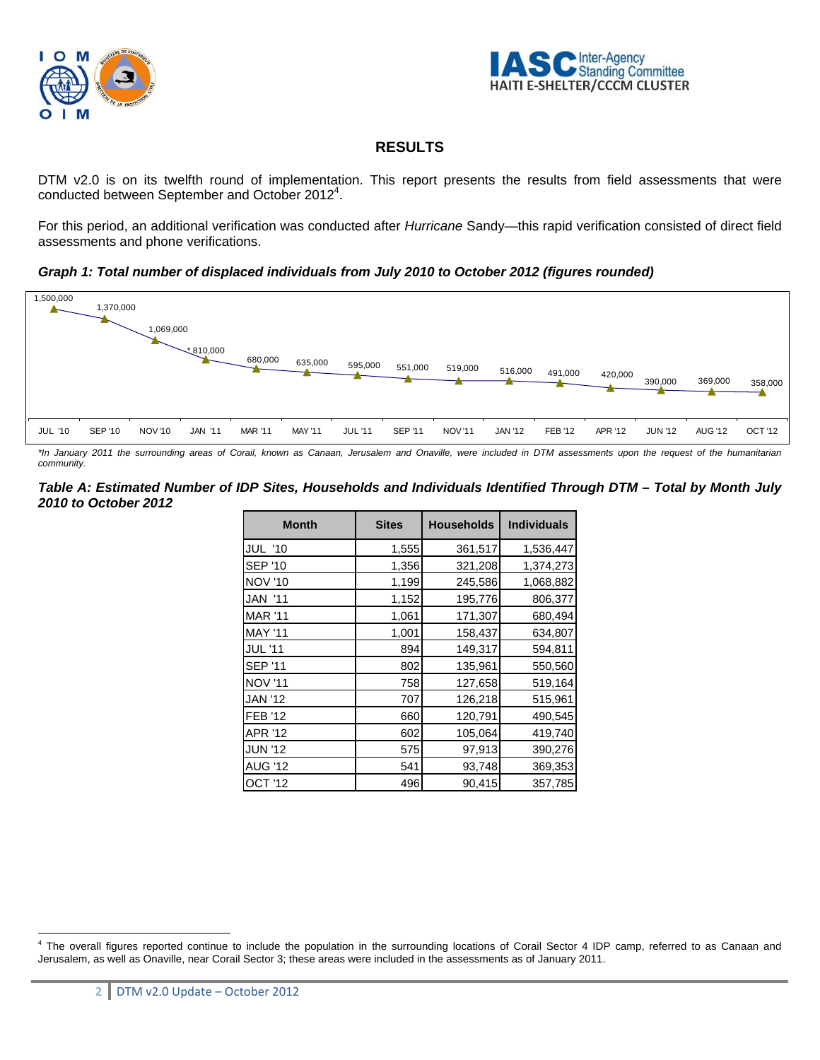## RESULTS

DTM v2.0 is on its twelfth round of implementation. This report presents the results from field assessments that were conducted between September and October 2012[4].

For this period, an additional verification was conducted after *Hurricane* Sandy—this rapid verification consisted of direct field assessments and phone verifications.

***Graph 1: Total number of displaced individuals from July 2010 to October 2012 (figures rounded)***

| JUL '10 | SEP '10 | NOV'10 | JAN '11 | MAR '11 | MAY '11 | JUL '11 | SEP '11 | NOV '11 | JAN '12 | FEB '12 | APR '12 | JUN '12 | AUG '12 | OCT '12 |
|---|---|---|---|---|---|---|---|---|---|---|---|---|---|---|
| 1,500,000 | 1,370,000 | 1,069,000 | * 810,000 | 680,000 | 635,000 | 595,000 | 551,000 | 519,000 | 516,000 | 491,000 | 420,000 | 390,000 | 369,000 | 358,000 |

*\*In January 2011 the surrounding areas of Corail, known as Canaan, Jerusalem and Onaville, were included in DTM assessments upon the request of the humanitarian community.*

***Table A: Estimated Number of IDP Sites, Households and Individuals Identified Through DTM – Total by Month July 2010 to October 2012***

| Month | Sites | Households | Individuals |
|---|---|---|---|
| JUL '10 | 1,555 | 361,517 | 1,536,447 |
| SEP '10 | 1,356 | 321,208 | 1,374,273 |
| NOV '10 | 1,199 | 245,586 | 1,068,882 |
| JAN '11 | 1,152 | 195,776 | 806,377 |
| MAR '11 | 1,061 | 171,307 | 680,494 |
| MAY '11 | 1,001 | 158,437 | 634,807 |
| JUL '11 | 894 | 149,317 | 594,811 |
| SEP '11 | 802 | 135,961 | 550,560 |
| NOV '11 | 758 | 127,658 | 519,164 |
| JAN '12 | 707 | 126,218 | 515,961 |
| FEB '12 | 660 | 120,791 | 490,545 |
| APR '12 | 602 | 105,064 | 419,740 |
| JUN '12 | 575 | 97,913 | 390,276 |
| AUG '12 | 541 | 93,748 | 369,353 |
| OCT '12 | 496 | 90,415 | 357,785 |

[4] The overall figures reported continue to include the population in the surrounding locations of Corail Sector 4 IDP camp, referred to as Canaan and Jerusalem, as well as Onaville, near Corail Sector 3; these areas were included in the assessments as of January 2011.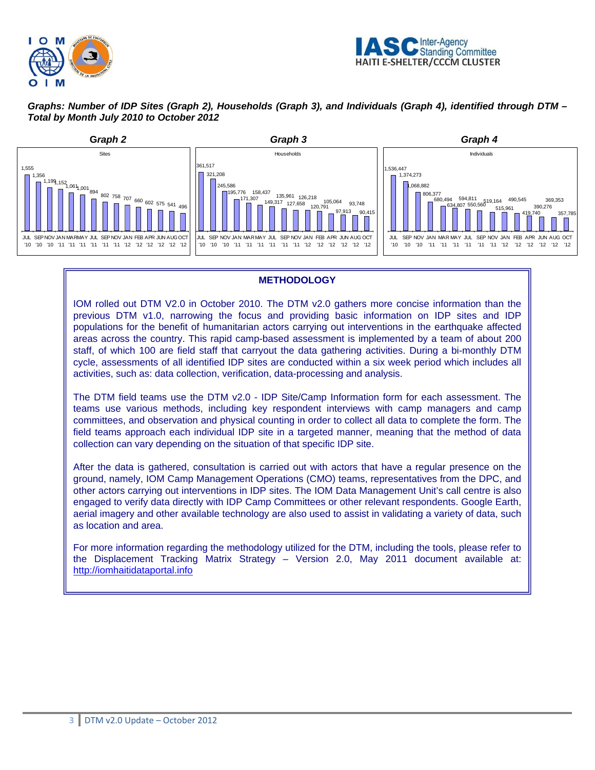***Graphs: Number of IDP Sites (Graph 2), Households (Graph 3), and Individuals (Graph 4), identified through DTM – Total by Month July 2010 to October 2012***

**Graph 2**

Sites

| Month | Sites |
|---|---|
| JUL '10 | 1,555 |
| SEP '10 | 1,356 |
| NOV '10 | 1,199 |
| JAN '11 | 1,152 |
| MAR '11 | 1,061 |
| MAY '11 | 1,001 |
| JUL '11 | 894 |
| SEP '11 | 802 |
| NOV '11 | 758 |
| JAN '12 | 707 |
| FEB '12 | 660 |
| APR '12 | 602 |
| JUN '12 | 575 |
| AUG '12 | 541 |
| OCT '12 | 496 |

**Graph 3**

Households

| Month | Households |
|---|---|
| JUL '10 | 361,517 |
| SEP '10 | 321,208 |
| NOV '10 | 245,586 |
| JAN '11 | 195,776 |
| MAR '11 | 171,307 |
| MAY '11 | 158,437 |
| JUL '11 | 149,317 |
| SEP '11 | 135,961 |
| NOV '11 | 127,658 |
| JAN '12 | 126,218 |
| FEB '12 | 120,791 |
| APR '12 | 105,064 |
| JUN '12 | 97,913 |
| AUG '12 | 93,748 |
| OCT '12 | 90,415 |

**Graph 4**

Individuals

| Month | Individuals |
|---|---|
| JUL '10 | 1,536,447 |
| SEP '10 | 1,374,273 |
| NOV '10 | 1,068,882 |
| JAN '11 | 806,377 |
| MAR '11 | 680,494 |
| MAY '11 | 634,807 |
| JUL '11 | 594,811 |
| SEP '11 | 550,560 |
| NOV '11 | 519,164 |
| JAN '12 | 515,961 |
| FEB '12 | 490,545 |
| APR '12 | 419,740 |
| JUN '12 | 390,276 |
| AUG '12 | 369,353 |
| OCT '12 | 357,785 |

## METHODOLOGY

IOM rolled out DTM V2.0 in October 2010. The DTM v2.0 gathers more concise information than the previous DTM v1.0, narrowing the focus and providing basic information on IDP sites and IDP populations for the benefit of humanitarian actors carrying out interventions in the earthquake affected areas across the country. This rapid camp-based assessment is implemented by a team of about 200 staff, of which 100 are field staff that carryout the data gathering activities. During a bi-monthly DTM cycle, assessments of all identified IDP sites are conducted within a six week period which includes all activities, such as: data collection, verification, data-processing and analysis.

The DTM field teams use the DTM v2.0 - IDP Site/Camp Information form for each assessment. The teams use various methods, including key respondent interviews with camp managers and camp committees, and observation and physical counting in order to collect all data to complete the form. The field teams approach each individual IDP site in a targeted manner, meaning that the method of data collection can vary depending on the situation of that specific IDP site.

After the data is gathered, consultation is carried out with actors that have a regular presence on the ground, namely, IOM Camp Management Operations (CMO) teams, representatives from the DPC, and other actors carrying out interventions in IDP sites. The IOM Data Management Unit's call centre is also engaged to verify data directly with IDP Camp Committees or other relevant respondents. Google Earth, aerial imagery and other available technology are also used to assist in validating a variety of data, such as location and area.

For more information regarding the methodology utilized for the DTM, including the tools, please refer to the Displacement Tracking Matrix Strategy – Version 2.0, May 2011 document available at: http://iomhaitidataportal.info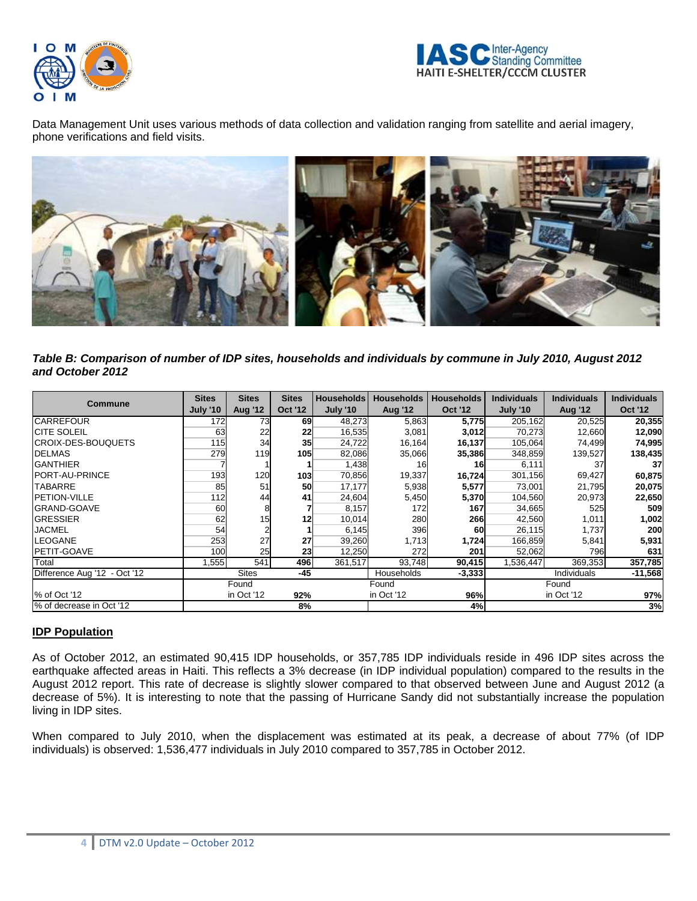Data Management Unit uses various methods of data collection and validation ranging from satellite and aerial imagery, phone verifications and field visits.

***Table B: Comparison of number of IDP sites, households and individuals by commune in July 2010, August 2012 and October 2012***

| Commune | Sites July '10 | Sites Aug '12 | Sites Oct '12 | Households July '10 | Households Aug '12 | Households Oct '12 | Individuals July '10 | Individuals Aug '12 | Individuals Oct '12 |
|---|---|---|---|---|---|---|---|---|---|
| CARREFOUR | 172 | 73 | **69** | 48,273 | 5,863 | **5,775** | 205,162 | 20,525 | **20,355** |
| CITE SOLEIL | 63 | 22 | **22** | 16,535 | 3,081 | **3,012** | 70,273 | 12,660 | **12,090** |
| CROIX-DES-BOUQUETS | 115 | 34 | **35** | 24,722 | 16,164 | **16,137** | 105,064 | 74,499 | **74,995** |
| DELMAS | 279 | 119 | **105** | 82,086 | 35,066 | **35,386** | 348,859 | 139,527 | **138,435** |
| GANTHIER | 7 | 1 | **1** | 1,438 | 16 | **16** | 6,111 | 37 | **37** |
| PORT-AU-PRINCE | 193 | 120 | **103** | 70,856 | 19,337 | **16,724** | 301,156 | 69,427 | **60,875** |
| TABARRE | 85 | 51 | **50** | 17,177 | 5,938 | **5,577** | 73,001 | 21,795 | **20,075** |
| PETION-VILLE | 112 | 44 | **41** | 24,604 | 5,450 | **5,370** | 104,560 | 20,973 | **22,650** |
| GRAND-GOAVE | 60 | 8 | **7** | 8,157 | 172 | **167** | 34,665 | 525 | **509** |
| GRESSIER | 62 | 15 | **12** | 10,014 | 280 | **266** | 42,560 | 1,011 | **1,002** |
| JACMEL | 54 | 2 | **1** | 6,145 | 396 | **60** | 26,115 | 1,737 | **200** |
| LEOGANE | 253 | 27 | **27** | 39,260 | 1,713 | **1,724** | 166,859 | 5,841 | **5,931** |
| PETIT-GOAVE | 100 | 25 | **23** | 12,250 | 272 | **201** | 52,062 | 796 | **631** |
| Total | 1,555 | 541 | **496** | 361,517 | 93,748 | **90,415** | 1,536,447 | 369,353 | **357,785** |
| Difference Aug '12 - Oct '12 | | Sites | **-45** | | Households | **-3,333** | | Individuals | **-11,568** |
| % of Oct '12 | | Found in Oct '12 | **92%** | | Found in Oct '12 | **96%** | | Found in Oct '12 | **97%** |
| % of decrease in Oct '12 | | | **8%** | | | **4%** | | | **3%** |

## IDP Population

As of October 2012, an estimated 90,415 IDP households, or 357,785 IDP individuals reside in 496 IDP sites across the earthquake affected areas in Haiti. This reflects a 3% decrease (in IDP individual population) compared to the results in the August 2012 report. This rate of decrease is slightly slower compared to that observed between June and August 2012 (a decrease of 5%). It is interesting to note that the passing of Hurricane Sandy did not substantially increase the population living in IDP sites.

When compared to July 2010, when the displacement was estimated at its peak, a decrease of about 77% (of IDP individuals) is observed: 1,536,477 individuals in July 2010 compared to 357,785 in October 2012.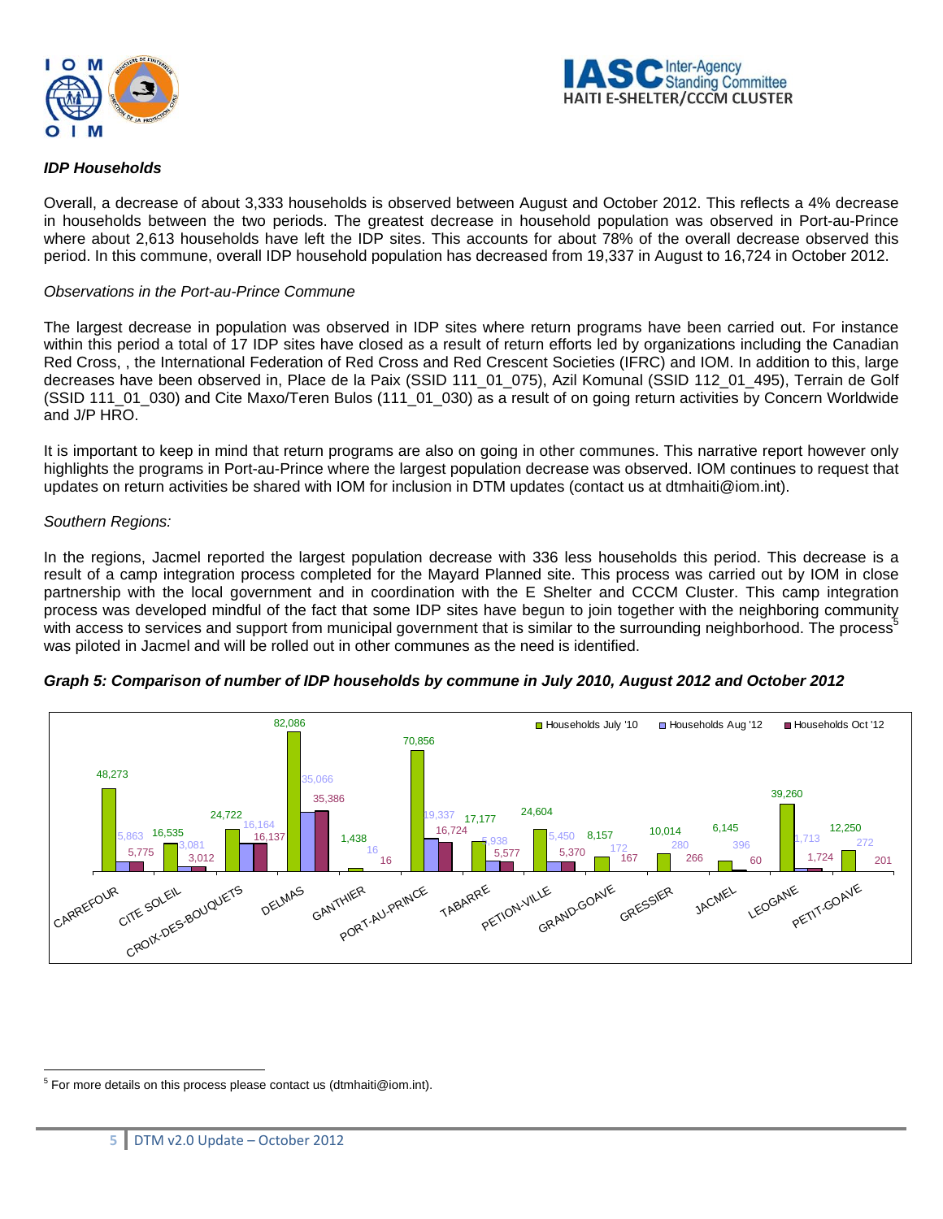***IDP Households***

Overall, a decrease of about 3,333 households is observed between August and October 2012. This reflects a 4% decrease in households between the two periods. The greatest decrease in household population was observed in Port-au-Prince where about 2,613 households have left the IDP sites. This accounts for about 78% of the overall decrease observed this period. In this commune, overall IDP household population has decreased from 19,337 in August to 16,724 in October 2012.

*Observations in the Port-au-Prince Commune*

The largest decrease in population was observed in IDP sites where return programs have been carried out. For instance within this period a total of 17 IDP sites have closed as a result of return efforts led by organizations including the Canadian Red Cross, , the International Federation of Red Cross and Red Crescent Societies (IFRC) and IOM. In addition to this, large decreases have been observed in, Place de la Paix (SSID 111_01_075), Azil Komunal (SSID 112_01_495), Terrain de Golf (SSID 111_01_030) and Cite Maxo/Teren Bulos (111_01_030) as a result of on going return activities by Concern Worldwide and J/P HRO.

It is important to keep in mind that return programs are also on going in other communes. This narrative report however only highlights the programs in Port-au-Prince where the largest population decrease was observed. IOM continues to request that updates on return activities be shared with IOM for inclusion in DTM updates (contact us at dtmhaiti@iom.int).

*Southern Regions:*

In the regions, Jacmel reported the largest population decrease with 336 less households this period. This decrease is a result of a camp integration process completed for the Mayard Planned site. This process was carried out by IOM in close partnership with the local government and in coordination with the E Shelter and CCCM Cluster. This camp integration process was developed mindful of the fact that some IDP sites have begun to join together with the neighboring community with access to services and support from municipal government that is similar to the surrounding neighborhood. The process[5] was piloted in Jacmel and will be rolled out in other communes as the need is identified.

***Graph 5: Comparison of number of IDP households by commune in July 2010, August 2012 and October 2012***

| Commune | Households July '10 | Households Aug '12 | Households Oct '12 |
|---|---|---|---|
| CARREFOUR | 48,273 | 5,863 | 5,775 |
| CITE SOLEIL | 16,535 | 3,081 | 3,012 |
| CROIX-DES-BOUQUETS | 24,722 | 16,164 | 16,137 |
| DELMAS | 82,086 | 35,066 | 35,386 |
| GANTHIER | 1,438 | 16 | 16 |
| PORT-AU-PRINCE | 70,856 | 19,337 | 16,724 |
| TABARRE | 17,177 | 5,938 | 5,577 |
| PETION-VILLE | 24,604 | 5,450 | 5,370 |
| GRAND-GOAVE | 8,157 | 172 | 167 |
| GRESSIER | 10,014 | 280 | 266 |
| JACMEL | 6,145 | 396 | 60 |
| LEOGANE | 39,260 | 1,713 | 1,724 |
| PETIT-GOAVE | 12,250 | 272 | 201 |

[5] For more details on this process please contact us (dtmhaiti@iom.int).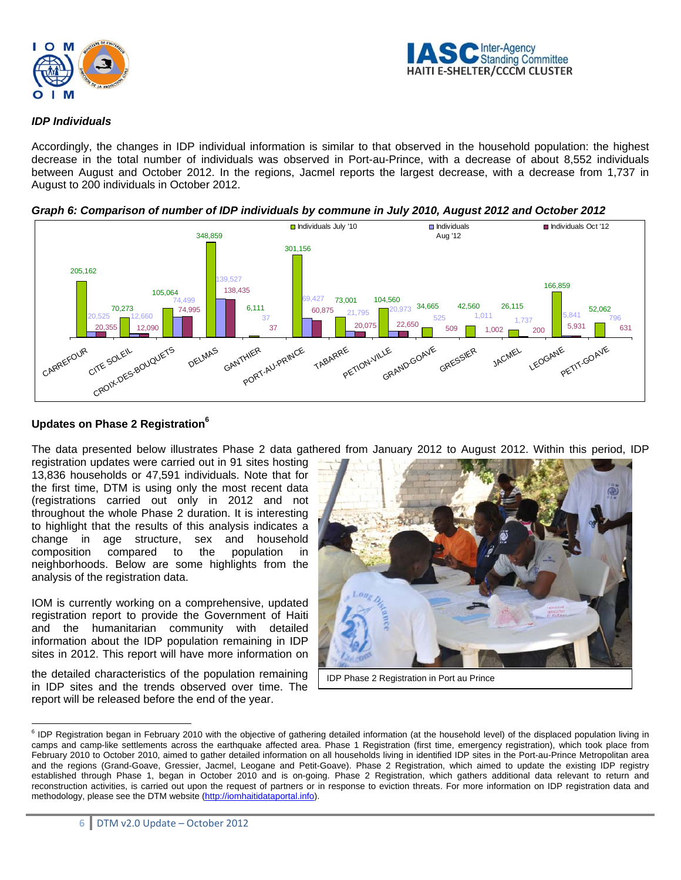### *IDP Individuals*

Accordingly, the changes in IDP individual information is similar to that observed in the household population: the highest decrease in the total number of individuals was observed in Port-au-Prince, with a decrease of about 8,552 individuals between August and October 2012. In the regions, Jacmel reports the largest decrease, with a decrease from 1,737 in August to 200 individuals in October 2012.

***Graph 6: Comparison of number of IDP individuals by commune in July 2010, August 2012 and October 2012***

| Commune | Individuals July '10 | Individuals Aug '12 | Individuals Oct '12 |
|---|---|---|---|
| CARREFOUR | 205,162 | 20,525 | 20,355 |
| CITE SOLEIL | 70,273 | 12,660 | 12,090 |
| CROIX-DES-BOUQUETS | 105,064 | 74,499 | 74,995 |
| DELMAS | 348,859 | 139,527 | 138,435 |
| GANTHIER | 6,111 | 37 | 37 |
| PORT-AU-PRINCE | 301,156 | 69,427 | 60,875 |
| TABARRE | 73,001 | 21,795 | 20,075 |
| PETION-VILLE | 104,560 | 20,973 | 22,650 |
| GRAND-GOAVE | 34,665 | 525 | 509 |
| GRESSIER | 42,560 | 1,011 | 1,002 |
| JACMEL | 26,115 | 1,737 | 200 |
| LEOGANE | 166,859 | 5,841 | 5,931 |
| PETIT-GOAVE | 52,062 | 796 | 631 |

### Updates on Phase 2 Registration[6]

The data presented below illustrates Phase 2 data gathered from January 2012 to August 2012. Within this period, IDP registration updates were carried out in 91 sites hosting 13,836 households or 47,591 individuals. Note that for the first time, DTM is using only the most recent data (registrations carried out only in 2012 and not throughout the whole Phase 2 duration. It is interesting to highlight that the results of this analysis indicates a change in age structure, sex and household composition compared to the population in neighborhoods. Below are some highlights from the analysis of the registration data.

IOM is currently working on a comprehensive, updated registration report to provide the Government of Haiti and the humanitarian community with detailed information about the IDP population remaining in IDP sites in 2012. This report will have more information on the detailed characteristics of the population remaining in IDP sites and the trends observed over time. The report will be released before the end of the year.

IDP Phase 2 Registration in Port au Prince

[6] IDP Registration began in February 2010 with the objective of gathering detailed information (at the household level) of the displaced population living in camps and camp-like settlements across the earthquake affected area. Phase 1 Registration (first time, emergency registration), which took place from February 2010 to October 2010, aimed to gather detailed information on all households living in identified IDP sites in the Port-au-Prince Metropolitan area and the regions (Grand-Goave, Gressier, Jacmel, Leogane and Petit-Goave). Phase 2 Registration, which aimed to update the existing IDP registry established through Phase 1, began in October 2010 and is on-going. Phase 2 Registration, which gathers additional data relevant to return and reconstruction activities, is carried out upon the request of partners or in response to eviction threats. For more information on IDP registration data and methodology, please see the DTM website (http://iomhaitidataportal.info).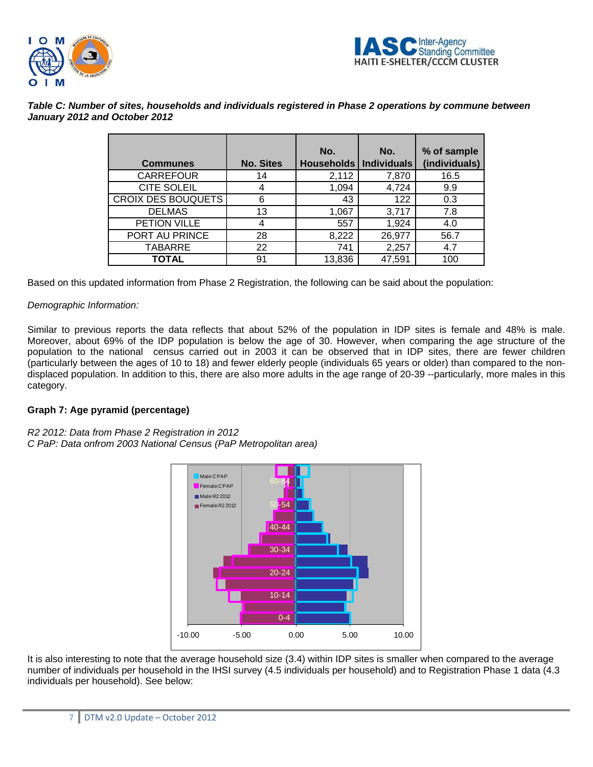*Table C: Number of sites, households and individuals registered in Phase 2 operations by commune between January 2012 and October 2012*

| Communes | No. Sites | No. Households | No. Individuals | % of sample (individuals) |
|---|---|---|---|---|
| CARREFOUR | 14 | 2,112 | 7,870 | 16.5 |
| CITE SOLEIL | 4 | 1,094 | 4,724 | 9.9 |
| CROIX DES BOUQUETS | 6 | 43 | 122 | 0.3 |
| DELMAS | 13 | 1,067 | 3,717 | 7.8 |
| PETION VILLE | 4 | 557 | 1,924 | 4.0 |
| PORT AU PRINCE | 28 | 8,222 | 26,977 | 56.7 |
| TABARRE | 22 | 741 | 2,257 | 4.7 |
| **TOTAL** | 91 | 13,836 | 47,591 | 100 |

Based on this updated information from Phase 2 Registration, the following can be said about the population:

*Demographic Information:*

Similar to previous reports the data reflects that about 52% of the population in IDP sites is female and 48% is male. Moreover, about 69% of the IDP population is below the age of 30. However, when comparing the age structure of the population to the national census carried out in 2003 it can be observed that in IDP sites, there are fewer children (particularly between the ages of 10 to 18) and fewer elderly people (individuals 65 years or older) than compared to the non-displaced population. In addition to this, there are also more adults in the age range of 20-39 --particularly, more males in this category.

**Graph 7: Age pyramid (percentage)**

*R2 2012: Data from Phase 2 Registration in 2012*
*C PaP: Data onfrom 2003 National Census (PaP Metropolitan area)*

It is also interesting to note that the average household size (3.4) within IDP sites is smaller when compared to the average number of individuals per household in the IHSI survey (4.5 individuals per household) and to Registration Phase 1 data (4.3 individuals per household). See below: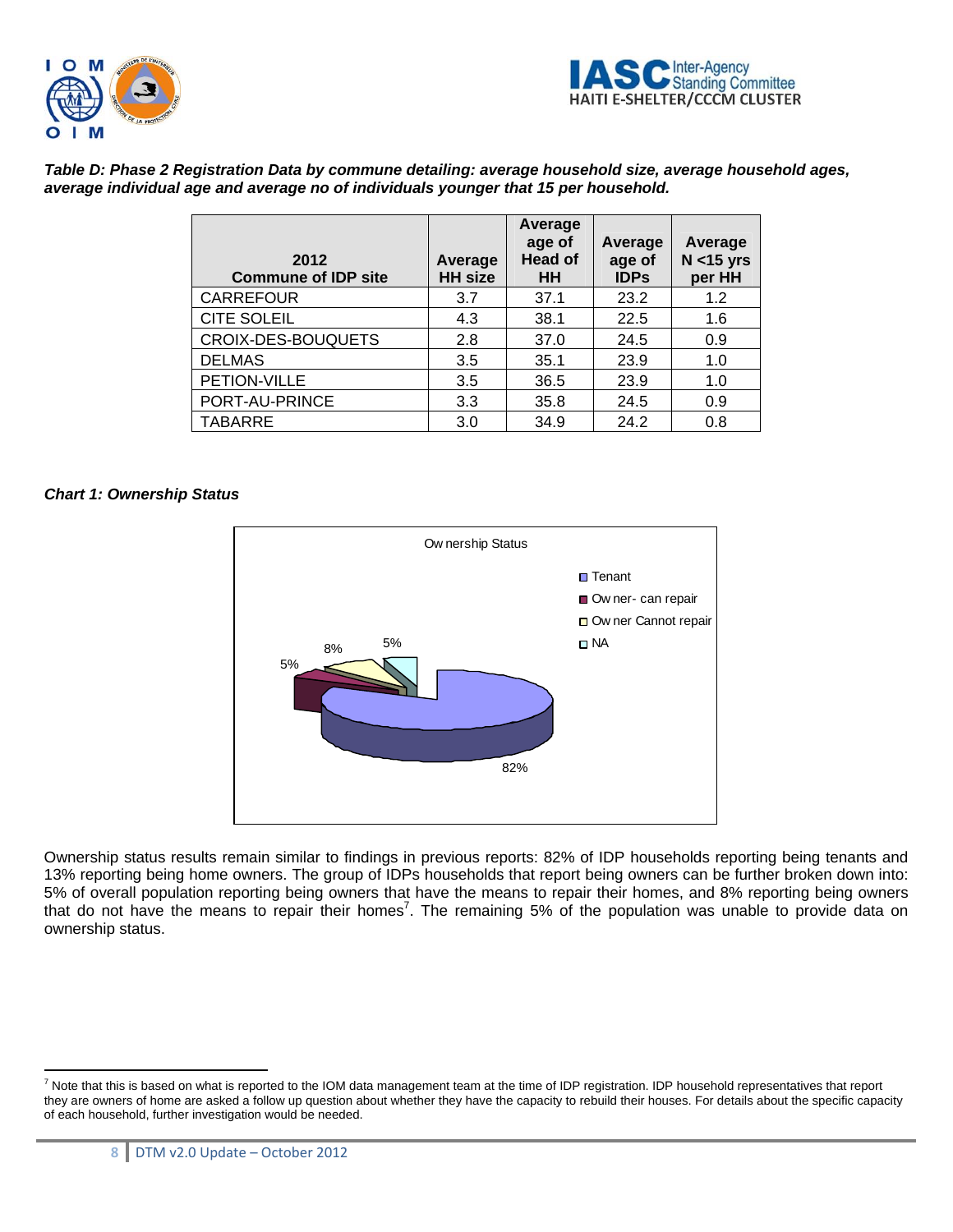***Table D: Phase 2 Registration Data by commune detailing: average household size, average household ages, average individual age and average no of individuals younger that 15 per household.***

| 2012 Commune of IDP site | Average HH size | Average age of Head of HH | Average age of IDPs | Average N <15 yrs per HH |
|---|---|---|---|---|
| CARREFOUR | 3.7 | 37.1 | 23.2 | 1.2 |
| CITE SOLEIL | 4.3 | 38.1 | 22.5 | 1.6 |
| CROIX-DES-BOUQUETS | 2.8 | 37.0 | 24.5 | 0.9 |
| DELMAS | 3.5 | 35.1 | 23.9 | 1.0 |
| PETION-VILLE | 3.5 | 36.5 | 23.9 | 1.0 |
| PORT-AU-PRINCE | 3.3 | 35.8 | 24.5 | 0.9 |
| TABARRE | 3.0 | 34.9 | 24.2 | 0.8 |

***Chart 1: Ownership Status***

Ownership Status

- Tenant: 82%
- Owner- can repair: 5%
- Owner Cannot repair: 8%
- NA: 5%

Ownership status results remain similar to findings in previous reports: 82% of IDP households reporting being tenants and 13% reporting being home owners. The group of IDPs households that report being owners can be further broken down into: 5% of overall population reporting being owners that have the means to repair their homes, and 8% reporting being owners that do not have the means to repair their homes[7]. The remaining 5% of the population was unable to provide data on ownership status.

[7] Note that this is based on what is reported to the IOM data management team at the time of IDP registration. IDP household representatives that report they are owners of home are asked a follow up question about whether they have the capacity to rebuild their houses. For details about the specific capacity of each household, further investigation would be needed.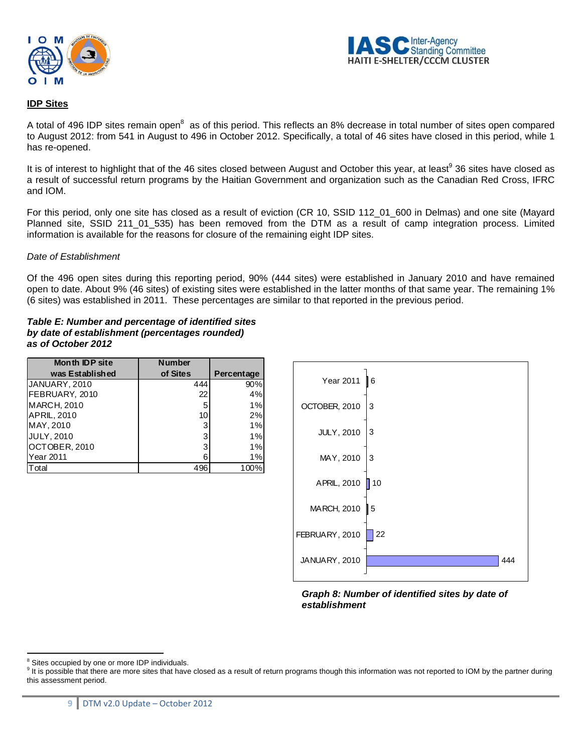## IDP Sites

A total of 496 IDP sites remain open[8] as of this period. This reflects an 8% decrease in total number of sites open compared to August 2012: from 541 in August to 496 in October 2012. Specifically, a total of 46 sites have closed in this period, while 1 has re-opened.

It is of interest to highlight that of the 46 sites closed between August and October this year, at least[9] 36 sites have closed as a result of successful return programs by the Haitian Government and organization such as the Canadian Red Cross, IFRC and IOM.

For this period, only one site has closed as a result of eviction (CR 10, SSID 112_01_600 in Delmas) and one site (Mayard Planned site, SSID 211_01_535) has been removed from the DTM as a result of camp integration process. Limited information is available for the reasons for closure of the remaining eight IDP sites.

*Date of Establishment*

Of the 496 open sites during this reporting period, 90% (444 sites) were established in January 2010 and have remained open to date. About 9% (46 sites) of existing sites were established in the latter months of that same year. The remaining 1% (6 sites) was established in 2011. These percentages are similar to that reported in the previous period.

***Table E: Number and percentage of identified sites by date of establishment (percentages rounded) as of October 2012***

| Month IDP site was Established | Number of Sites | Percentage |
|---|---|---|
| JANUARY, 2010 | 444 | 90% |
| FEBRUARY, 2010 | 22 | 4% |
| MARCH, 2010 | 5 | 1% |
| APRIL, 2010 | 10 | 2% |
| MAY, 2010 | 3 | 1% |
| JULY, 2010 | 3 | 1% |
| OCTOBER, 2010 | 3 | 1% |
| Year 2011 | 6 | 1% |
| Total | 496 | 100% |

| Month | Number of sites |
|---|---|
| Year 2011 | 6 |
| OCTOBER, 2010 | 3 |
| JULY, 2010 | 3 |
| MAY, 2010 | 3 |
| APRIL, 2010 | 10 |
| MARCH, 2010 | 5 |
| FEBRUARY, 2010 | 22 |
| JANUARY, 2010 | 444 |

***Graph 8: Number of identified sites by date of establishment***

---

[8] Sites occupied by one or more IDP individuals.

[9] It is possible that there are more sites that have closed as a result of return programs though this information was not reported to IOM by the partner during this assessment period.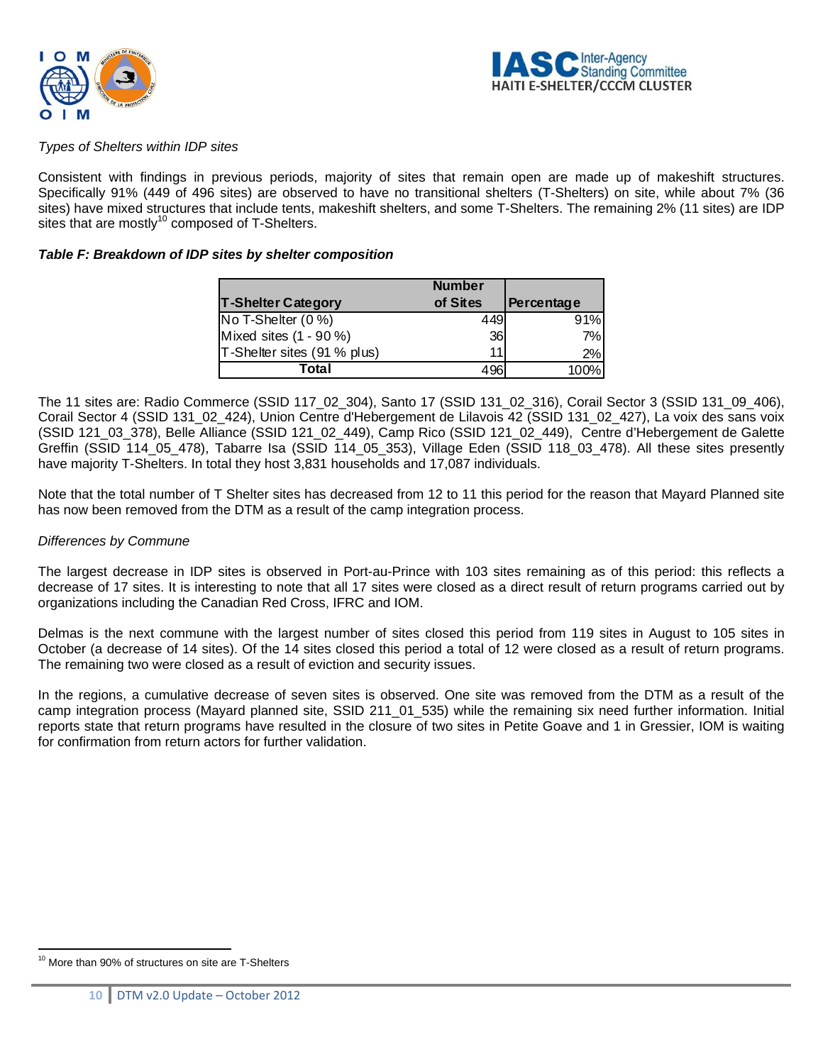*Types of Shelters within IDP sites*

Consistent with findings in previous periods, majority of sites that remain open are made up of makeshift structures. Specifically 91% (449 of 496 sites) are observed to have no transitional shelters (T-Shelters) on site, while about 7% (36 sites) have mixed structures that include tents, makeshift shelters, and some T-Shelters. The remaining 2% (11 sites) are IDP sites that are mostly[10] composed of T-Shelters.

***Table F: Breakdown of IDP sites by shelter composition***

| T-Shelter Category | Number of Sites | Percentage |
|---|---|---|
| No T-Shelter (0 %) | 449 | 91% |
| Mixed sites (1 - 90 %) | 36 | 7% |
| T-Shelter sites (91 % plus) | 11 | 2% |
| **Total** | 496 | 100% |

The 11 sites are: Radio Commerce (SSID 117_02_304), Santo 17 (SSID 131_02_316), Corail Sector 3 (SSID 131_09_406), Corail Sector 4 (SSID 131_02_424), Union Centre d'Hebergement de Lilavois 42 (SSID 131_02_427), La voix des sans voix (SSID 121_03_378), Belle Alliance (SSID 121_02_449), Camp Rico (SSID 121_02_449), Centre d'Hebergement de Galette Greffin (SSID 114_05_478), Tabarre Isa (SSID 114_05_353), Village Eden (SSID 118_03_478). All these sites presently have majority T-Shelters. In total they host 3,831 households and 17,087 individuals.

Note that the total number of T Shelter sites has decreased from 12 to 11 this period for the reason that Mayard Planned site has now been removed from the DTM as a result of the camp integration process.

*Differences by Commune*

The largest decrease in IDP sites is observed in Port-au-Prince with 103 sites remaining as of this period: this reflects a decrease of 17 sites. It is interesting to note that all 17 sites were closed as a direct result of return programs carried out by organizations including the Canadian Red Cross, IFRC and IOM.

Delmas is the next commune with the largest number of sites closed this period from 119 sites in August to 105 sites in October (a decrease of 14 sites). Of the 14 sites closed this period a total of 12 were closed as a result of return programs. The remaining two were closed as a result of eviction and security issues.

In the regions, a cumulative decrease of seven sites is observed. One site was removed from the DTM as a result of the camp integration process (Mayard planned site, SSID 211_01_535) while the remaining six need further information. Initial reports state that return programs have resulted in the closure of two sites in Petite Goave and 1 in Gressier, IOM is waiting for confirmation from return actors for further validation.

---

[10] More than 90% of structures on site are T-Shelters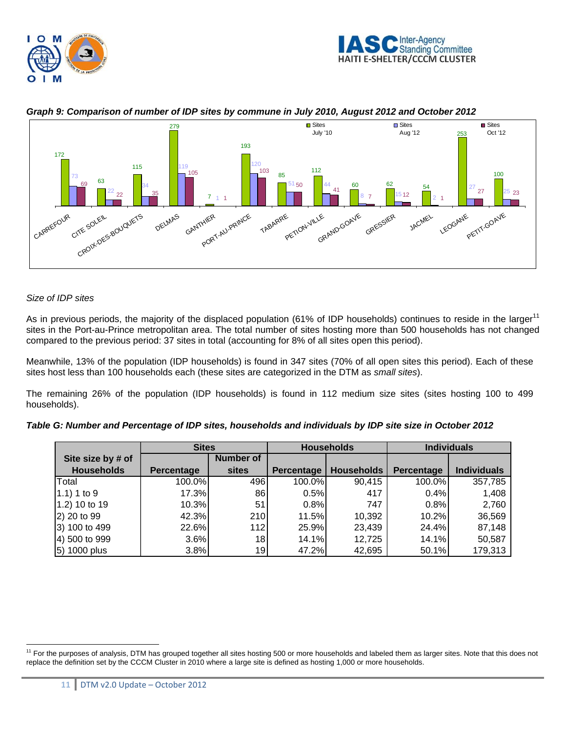**Graph 9: Comparison of number of IDP sites by commune in July 2010, August 2012 and October 2012**

| Commune | Sites July '10 | Sites Aug '12 | Sites Oct '12 |
|---|---|---|---|
| CARREFOUR | 172 | 73 | 69 |
| CITE SOLEIL | 63 | 22 | 22 |
| CROIX-DES-BOUQUETS | 115 | 34 | 35 |
| DELMAS | 279 | 119 | 105 |
| GANTHIER | 7 | 1 | 1 |
| PORT-AU-PRINCE | 193 | 120 | 103 |
| TABARRE | 85 | 51 | 50 |
| PETION-VILLE | 112 | 44 | 41 |
| GRAND-GOAVE | 60 | 8 | 7 |
| GRESSIER | 62 | 15 | 12 |
| JACMEL | 54 | 2 | 1 |
| LEOGANE | 253 | 27 | 27 |
| PETIT-GOAVE | 100 | 25 | 23 |

*Size of IDP sites*

As in previous periods, the majority of the displaced population (61% of IDP households) continues to reside in the larger[11] sites in the Port-au-Prince metropolitan area. The total number of sites hosting more than 500 households has not changed compared to the previous period: 37 sites in total (accounting for 8% of all sites open this period).

Meanwhile, 13% of the population (IDP households) is found in 347 sites (70% of all open sites this period). Each of these sites host less than 100 households each (these sites are categorized in the DTM as *small sites*).

The remaining 26% of the population (IDP households) is found in 112 medium size sites (sites hosting 100 to 499 households).

**Table G: Number and Percentage of IDP sites, households and individuals by IDP site size in October 2012**

| Site size by # of Households | Sites | | Households | | Individuals | |
|---|---|---|---|---|---|---|
| | Percentage | Number of sites | Percentage | Households | Percentage | Individuals |
| Total | 100.0% | 496 | 100.0% | 90,415 | 100.0% | 357,785 |
| 1.1) 1 to 9 | 17.3% | 86 | 0.5% | 417 | 0.4% | 1,408 |
| 1.2) 10 to 19 | 10.3% | 51 | 0.8% | 747 | 0.8% | 2,760 |
| 2) 20 to 99 | 42.3% | 210 | 11.5% | 10,392 | 10.2% | 36,569 |
| 3) 100 to 499 | 22.6% | 112 | 25.9% | 23,439 | 24.4% | 87,148 |
| 4) 500 to 999 | 3.6% | 18 | 14.1% | 12,725 | 14.1% | 50,587 |
| 5) 1000 plus | 3.8% | 19 | 47.2% | 42,695 | 50.1% | 179,313 |

[11] For the purposes of analysis, DTM has grouped together all sites hosting 500 or more households and labeled them as larger sites. Note that this does not replace the definition set by the CCCM Cluster in 2010 where a large site is defined as hosting 1,000 or more households.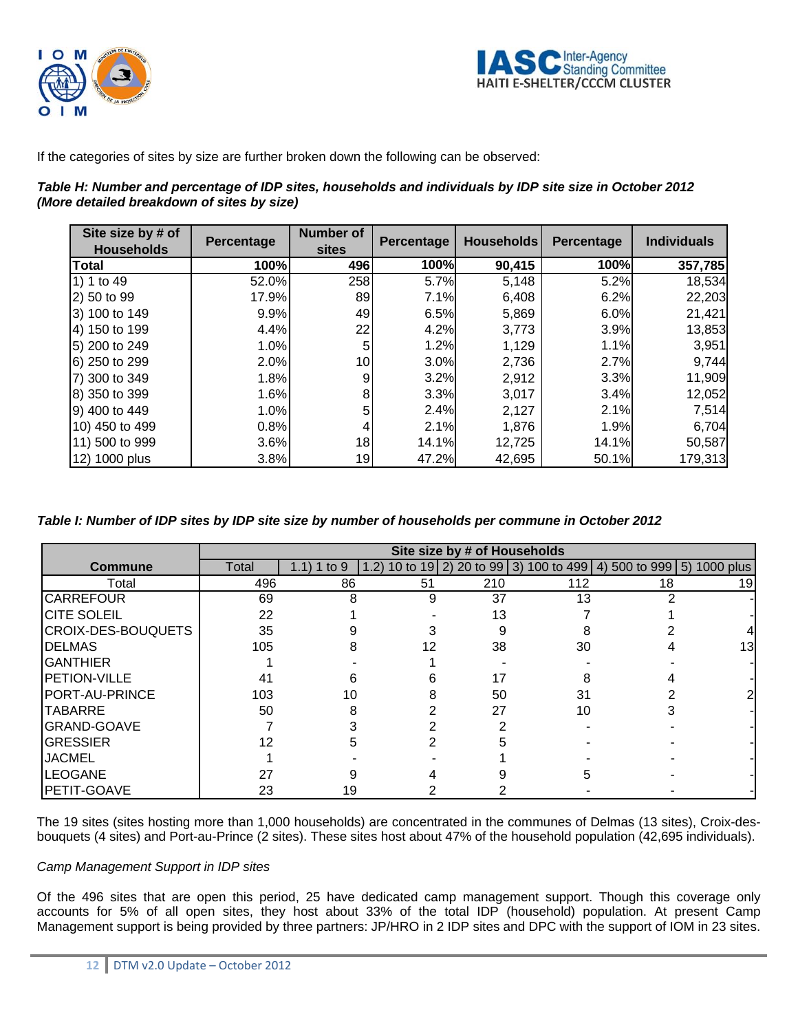If the categories of sites by size are further broken down the following can be observed:

***Table H: Number and percentage of IDP sites, households and individuals by IDP site size in October 2012 (More detailed breakdown of sites by size)***

| Site size by # of Households | Percentage | Number of sites | Percentage | Households | Percentage | Individuals |
|---|---|---|---|---|---|---|
| **Total** | **100%** | **496** | **100%** | **90,415** | **100%** | **357,785** |
| 1) 1 to 49 | 52.0% | 258 | 5.7% | 5,148 | 5.2% | 18,534 |
| 2) 50 to 99 | 17.9% | 89 | 7.1% | 6,408 | 6.2% | 22,203 |
| 3) 100 to 149 | 9.9% | 49 | 6.5% | 5,869 | 6.0% | 21,421 |
| 4) 150 to 199 | 4.4% | 22 | 4.2% | 3,773 | 3.9% | 13,853 |
| 5) 200 to 249 | 1.0% | 5 | 1.2% | 1,129 | 1.1% | 3,951 |
| 6) 250 to 299 | 2.0% | 10 | 3.0% | 2,736 | 2.7% | 9,744 |
| 7) 300 to 349 | 1.8% | 9 | 3.2% | 2,912 | 3.3% | 11,909 |
| 8) 350 to 399 | 1.6% | 8 | 3.3% | 3,017 | 3.4% | 12,052 |
| 9) 400 to 449 | 1.0% | 5 | 2.4% | 2,127 | 2.1% | 7,514 |
| 10) 450 to 499 | 0.8% | 4 | 2.1% | 1,876 | 1.9% | 6,704 |
| 11) 500 to 999 | 3.6% | 18 | 14.1% | 12,725 | 14.1% | 50,587 |
| 12) 1000 plus | 3.8% | 19 | 47.2% | 42,695 | 50.1% | 179,313 |

***Table I: Number of IDP sites by IDP site size by number of households per commune in October 2012***

| | **Site size by # of Households** | | | | | | |
|---|---|---|---|---|---|---|---|
| **Commune** | Total | 1.1) 1 to 9 | 1.2) 10 to 19 | 2) 20 to 99 | 3) 100 to 499 | 4) 500 to 999 | 5) 1000 plus |
| Total | 496 | 86 | 51 | 210 | 112 | 18 | 19 |
| CARREFOUR | 69 | 8 | 9 | 37 | 13 | 2 | - |
| CITE SOLEIL | 22 | 1 | - | 13 | 7 | 1 | - |
| CROIX-DES-BOUQUETS | 35 | 9 | 3 | 9 | 8 | 2 | 4 |
| DELMAS | 105 | 8 | 12 | 38 | 30 | 4 | 13 |
| GANTHIER | 1 | - | 1 | - | - | - | - |
| PETION-VILLE | 41 | 6 | 6 | 17 | 8 | 4 | - |
| PORT-AU-PRINCE | 103 | 10 | 8 | 50 | 31 | 2 | 2 |
| TABARRE | 50 | 8 | 2 | 27 | 10 | 3 | - |
| GRAND-GOAVE | 7 | 3 | 2 | 2 | - | - | - |
| GRESSIER | 12 | 5 | 2 | 5 | - | - | - |
| JACMEL | 1 | - | - | 1 | - | - | - |
| LEOGANE | 27 | 9 | 4 | 9 | 5 | - | - |
| PETIT-GOAVE | 23 | 19 | 2 | 2 | - | - | - |

The 19 sites (sites hosting more than 1,000 households) are concentrated in the communes of Delmas (13 sites), Croix-des-bouquets (4 sites) and Port-au-Prince (2 sites). These sites host about 47% of the household population (42,695 individuals).

*Camp Management Support in IDP sites*

Of the 496 sites that are open this period, 25 have dedicated camp management support. Though this coverage only accounts for 5% of all open sites, they host about 33% of the total IDP (household) population. At present Camp Management support is being provided by three partners: JP/HRO in 2 IDP sites and DPC with the support of IOM in 23 sites.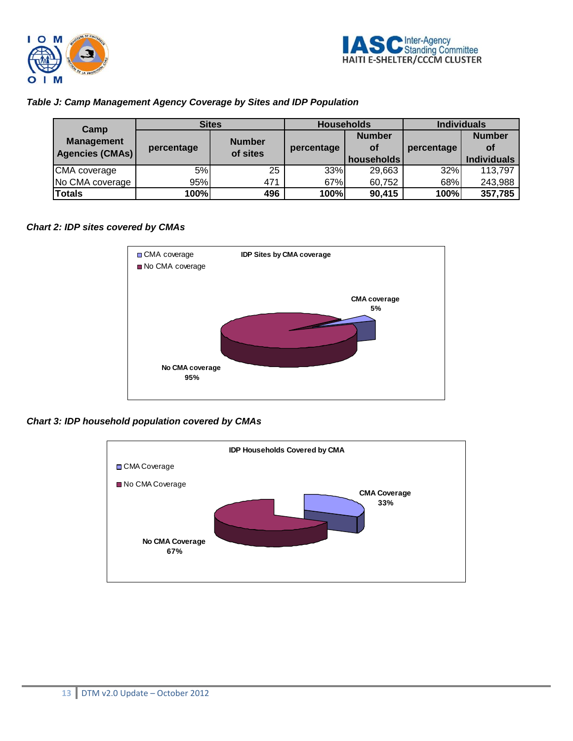*Table J: Camp Management Agency Coverage by Sites and IDP Population*

| Camp Management Agencies (CMAs) | Sites | | Households | | Individuals | |
|---|---|---|---|---|---|---|
| | percentage | Number of sites | percentage | Number of households | percentage | Number of Individuals |
| CMA coverage | 5% | 25 | 33% | 29,663 | 32% | 113,797 |
| No CMA coverage | 95% | 471 | 67% | 60,752 | 68% | 243,988 |
| **Totals** | **100%** | **496** | **100%** | **90,415** | **100%** | **357,785** |

*Chart 2: IDP sites covered by CMAs*

**IDP Sites by CMA coverage**

- CMA coverage: 5%
- No CMA coverage: 95%

*Chart 3: IDP household population covered by CMAs*

**IDP Households Covered by CMA**

- CMA Coverage: 33%
- No CMA Coverage: 67%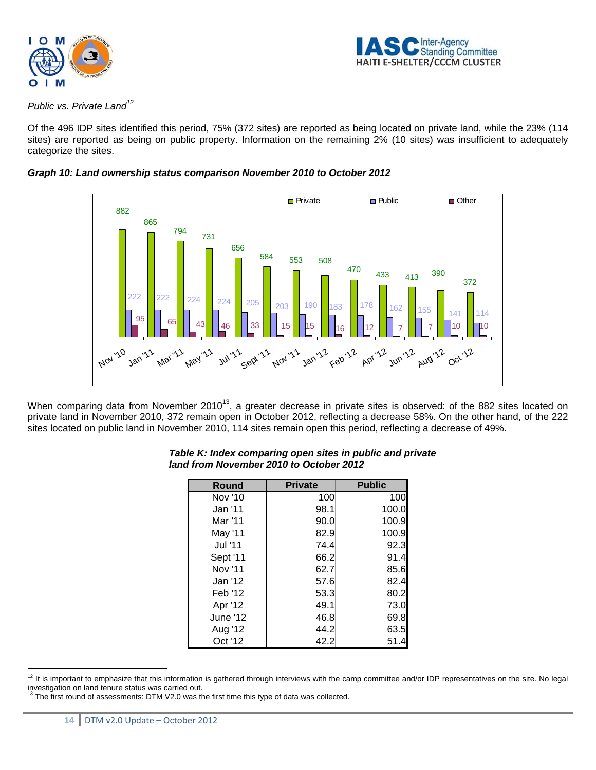*Public vs. Private Land*[12]

Of the 496 IDP sites identified this period, 75% (372 sites) are reported as being located on private land, while the 23% (114 sites) are reported as being on public property. Information on the remaining 2% (10 sites) was insufficient to adequately categorize the sites.

***Graph 10: Land ownership status comparison November 2010 to October 2012***

| Round | Private | Public | Other |
|---|---|---|---|
| Nov '10 | 882 | 222 | 95 |
| Jan '11 | 865 | 222 | 65 |
| Mar '11 | 794 | 224 | 43 |
| May '11 | 731 | 224 | 46 |
| Jul '11 | 656 | 205 | 33 |
| Sept '11 | 584 | 203 | 15 |
| Nov '11 | 553 | 190 | 15 |
| Jan '12 | 508 | 183 | 16 |
| Feb '12 | 470 | 178 | 12 |
| Apr '12 | 433 | 162 | 7 |
| Jun '12 | 413 | 155 | 7 |
| Aug '12 | 390 | 141 | 10 |
| Oct '12 | 372 | 114 | 10 |

When comparing data from November 2010[13], a greater decrease in private sites is observed: of the 882 sites located on private land in November 2010, 372 remain open in October 2012, reflecting a decrease 58%. On the other hand, of the 222 sites located on public land in November 2010, 114 sites remain open this period, reflecting a decrease of 49%.

***Table K: Index comparing open sites in public and private land from November 2010 to October 2012***

| Round | Private | Public |
|---|---|---|
| Nov '10 | 100 | 100 |
| Jan '11 | 98.1 | 100.0 |
| Mar '11 | 90.0 | 100.9 |
| May '11 | 82.9 | 100.9 |
| Jul '11 | 74.4 | 92.3 |
| Sept '11 | 66.2 | 91.4 |
| Nov '11 | 62.7 | 85.6 |
| Jan '12 | 57.6 | 82.4 |
| Feb '12 | 53.3 | 80.2 |
| Apr '12 | 49.1 | 73.0 |
| June '12 | 46.8 | 69.8 |
| Aug '12 | 44.2 | 63.5 |
| Oct '12 | 42.2 | 51.4 |

---

[12] It is important to emphasize that this information is gathered through interviews with the camp committee and/or IDP representatives on the site. No legal investigation on land tenure status was carried out.

[13] The first round of assessments: DTM V2.0 was the first time this type of data was collected.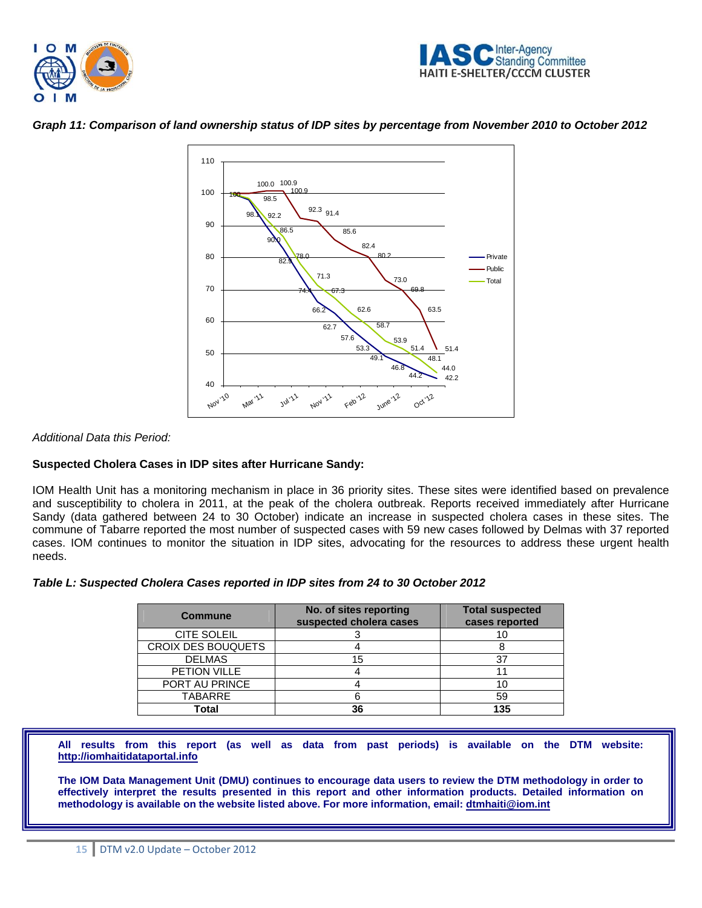*Graph 11: Comparison of land ownership status of IDP sites by percentage from November 2010 to October 2012*

110
100
90
80
70
60
50
40

Nov '10
Mar '11
Jul '11
Nov '11
Feb '12
June '12
Oct '12

Private
Public
Total

100
100.0
100.9
100.9
98.5
98.1
92.2
92.3
91.4
86.5
90.0
85.6
82.4
82.9
78.0
80.2
71.3
73.0
74.4
67.3
69.8
66.2
62.6
63.5
62.7
58.7
57.6
53.9
53.3
51.4
51.4
49.1
48.1
46.8
44.0
44.2
42.2

*Additional Data this Period:*

**Suspected Cholera Cases in IDP sites after Hurricane Sandy:**

IOM Health Unit has a monitoring mechanism in place in 36 priority sites. These sites were identified based on prevalence and susceptibility to cholera in 2011, at the peak of the cholera outbreak. Reports received immediately after Hurricane Sandy (data gathered between 24 to 30 October) indicate an increase in suspected cholera cases in these sites. The commune of Tabarre reported the most number of suspected cases with 59 new cases followed by Delmas with 37 reported cases. IOM continues to monitor the situation in IDP sites, advocating for the resources to address these urgent health needs.

***Table L: Suspected Cholera Cases reported in IDP sites from 24 to 30 October 2012***

| Commune | No. of sites reporting suspected cholera cases | Total suspected cases reported |
|---|---|---|
| CITE SOLEIL | 3 | 10 |
| CROIX DES BOUQUETS | 4 | 8 |
| DELMAS | 15 | 37 |
| PETION VILLE | 4 | 11 |
| PORT AU PRINCE | 4 | 10 |
| TABARRE | 6 | 59 |
| **Total** | **36** | **135** |

**All results from this report (as well as data from past periods) is available on the DTM website: http://iomhaitidataportal.info**

**The IOM Data Management Unit (DMU) continues to encourage data users to review the DTM methodology in order to effectively interpret the results presented in this report and other information products. Detailed information on methodology is available on the website listed above. For more information, email: dtmhaiti@iom.int**